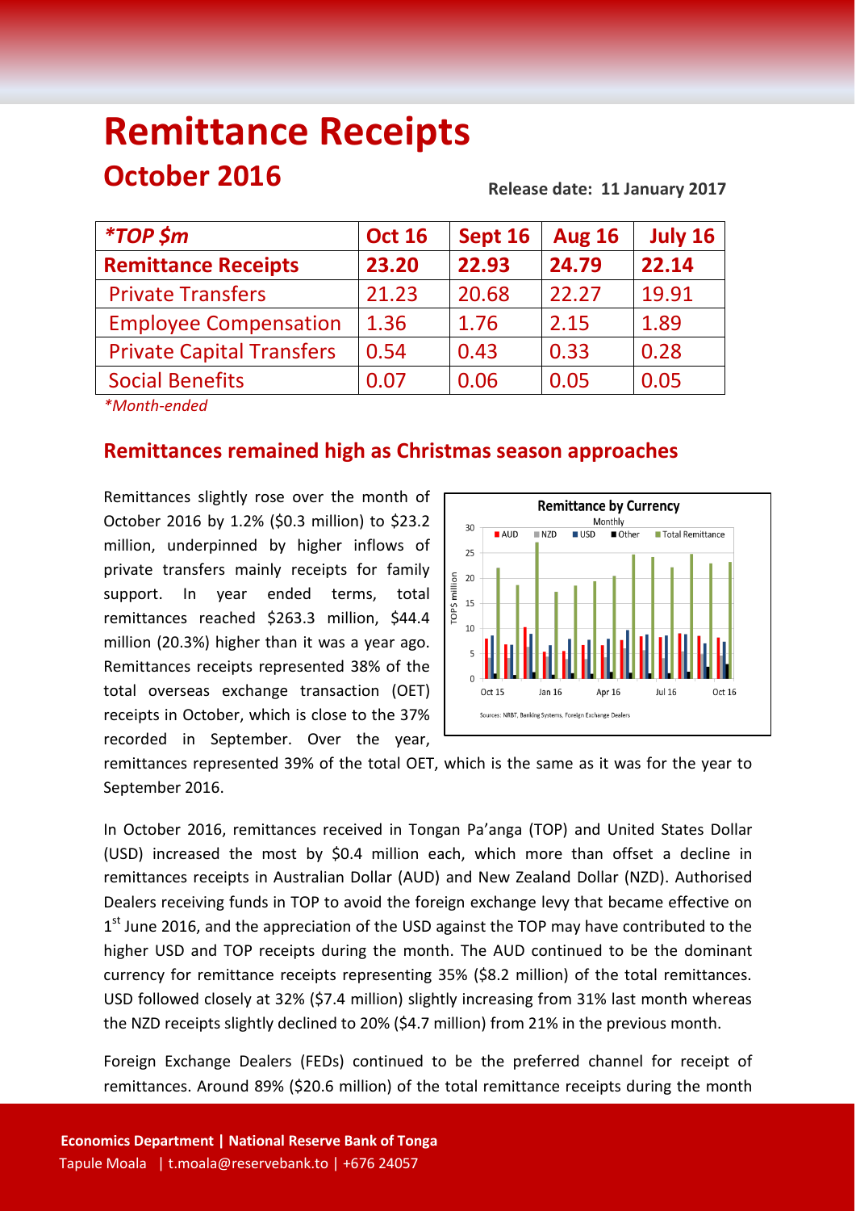# Remittance Receipts

## October 2016

**Release date: 11 January 2017**

| *TOP $m* | Oct 16 | Sept 16 | Aug 16 | July 16 |
|---|---|---|---|---|
| **Remittance Receipts** | **23.20** | **22.93** | **24.79** | **22.14** |
| Private Transfers | 21.23 | 20.68 | 22.27 | 19.91 |
| Employee Compensation | 1.36 | 1.76 | 2.15 | 1.89 |
| Private Capital Transfers | 0.54 | 0.43 | 0.33 | 0.28 |
| Social Benefits | 0.07 | 0.06 | 0.05 | 0.05 |

*Month-ended*

## Remittances remained high as Christmas season approaches

Remittances slightly rose over the month of October 2016 by 1.2% ($0.3 million) to $23.2 million, underpinned by higher inflows of private transfers mainly receipts for family support. In year ended terms, total remittances reached $263.3 million, $44.4 million (20.3%) higher than it was a year ago. Remittances receipts represented 38% of the total overseas exchange transaction (OET) receipts in October, which is close to the 37% recorded in September. Over the year, remittances represented 39% of the total OET, which is the same as it was for the year to September 2016.

In October 2016, remittances received in Tongan Pa'anga (TOP) and United States Dollar (USD) increased the most by $0.4 million each, which more than offset a decline in remittances receipts in Australian Dollar (AUD) and New Zealand Dollar (NZD). Authorised Dealers receiving funds in TOP to avoid the foreign exchange levy that became effective on 1st June 2016, and the appreciation of the USD against the TOP may have contributed to the higher USD and TOP receipts during the month. The AUD continued to be the dominant currency for remittance receipts representing 35% ($8.2 million) of the total remittances. USD followed closely at 32% ($7.4 million) slightly increasing from 31% last month whereas the NZD receipts slightly declined to 20% ($4.7 million) from 21% in the previous month.

Foreign Exchange Dealers (FEDs) continued to be the preferred channel for receipt of remittances. Around 89% ($20.6 million) of the total remittance receipts during the month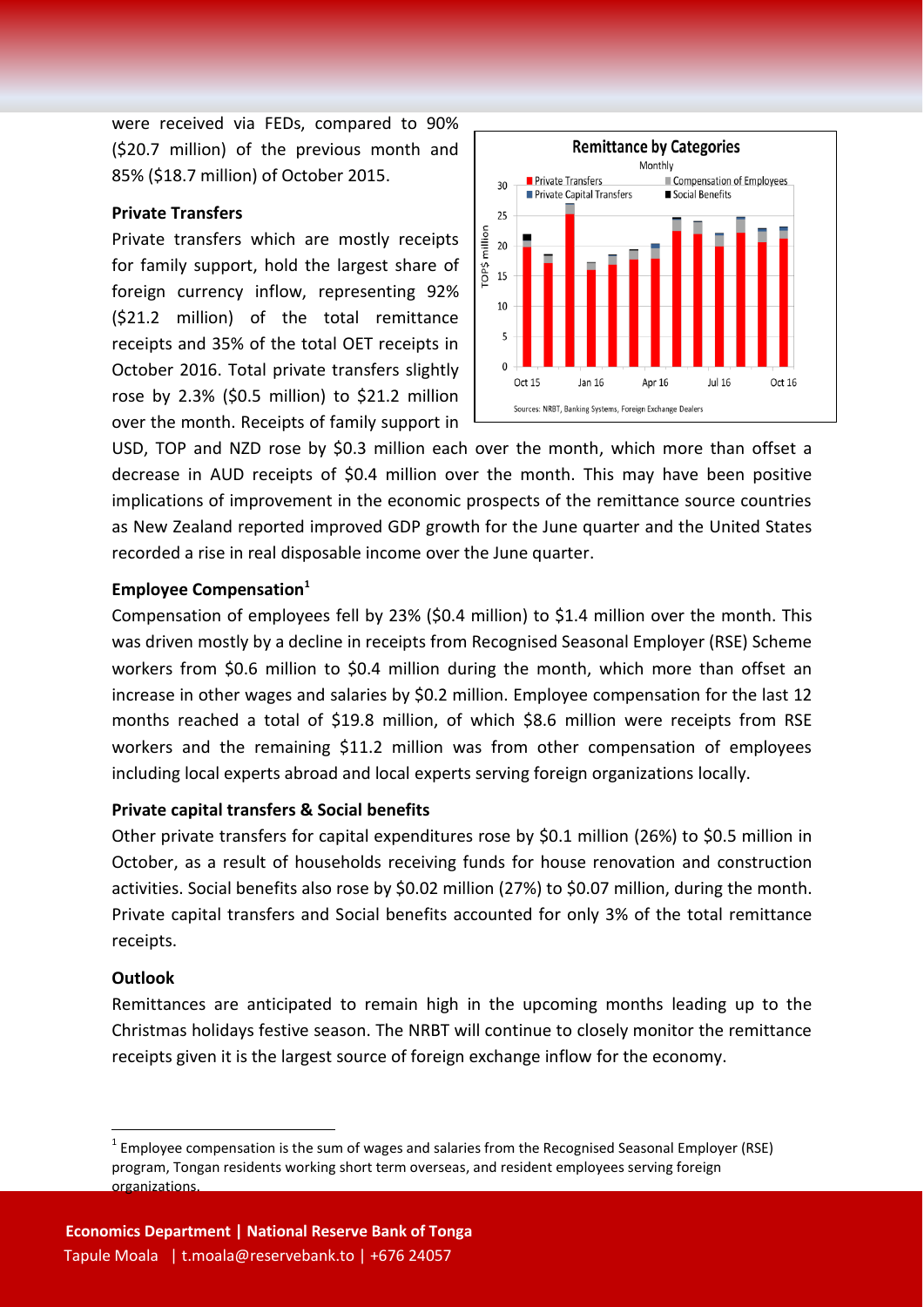were received via FEDs, compared to 90% ($20.7 million) of the previous month and 85% ($18.7 million) of October 2015.

**Private Transfers**

Private transfers which are mostly receipts for family support, hold the largest share of foreign currency inflow, representing 92% ($21.2 million) of the total remittance receipts and 35% of the total OET receipts in October 2016. Total private transfers slightly rose by 2.3% ($0.5 million) to $21.2 million over the month. Receipts of family support in USD, TOP and NZD rose by $0.3 million each over the month, which more than offset a decrease in AUD receipts of $0.4 million over the month. This may have been positive implications of improvement in the economic prospects of the remittance source countries as New Zealand reported improved GDP growth for the June quarter and the United States recorded a rise in real disposable income over the June quarter.

**Employee Compensation[1]**

Compensation of employees fell by 23% ($0.4 million) to $1.4 million over the month. This was driven mostly by a decline in receipts from Recognised Seasonal Employer (RSE) Scheme workers from $0.6 million to $0.4 million during the month, which more than offset an increase in other wages and salaries by $0.2 million. Employee compensation for the last 12 months reached a total of $19.8 million, of which $8.6 million were receipts from RSE workers and the remaining $11.2 million was from other compensation of employees including local experts abroad and local experts serving foreign organizations locally.

**Private capital transfers & Social benefits**

Other private transfers for capital expenditures rose by $0.1 million (26%) to $0.5 million in October, as a result of households receiving funds for house renovation and construction activities. Social benefits also rose by $0.02 million (27%) to $0.07 million, during the month. Private capital transfers and Social benefits accounted for only 3% of the total remittance receipts.

**Outlook**

Remittances are anticipated to remain high in the upcoming months leading up to the Christmas holidays festive season. The NRBT will continue to closely monitor the remittance receipts given it is the largest source of foreign exchange inflow for the economy.

[1] Employee compensation is the sum of wages and salaries from the Recognised Seasonal Employer (RSE) program, Tongan residents working short term overseas, and resident employees serving foreign organizations.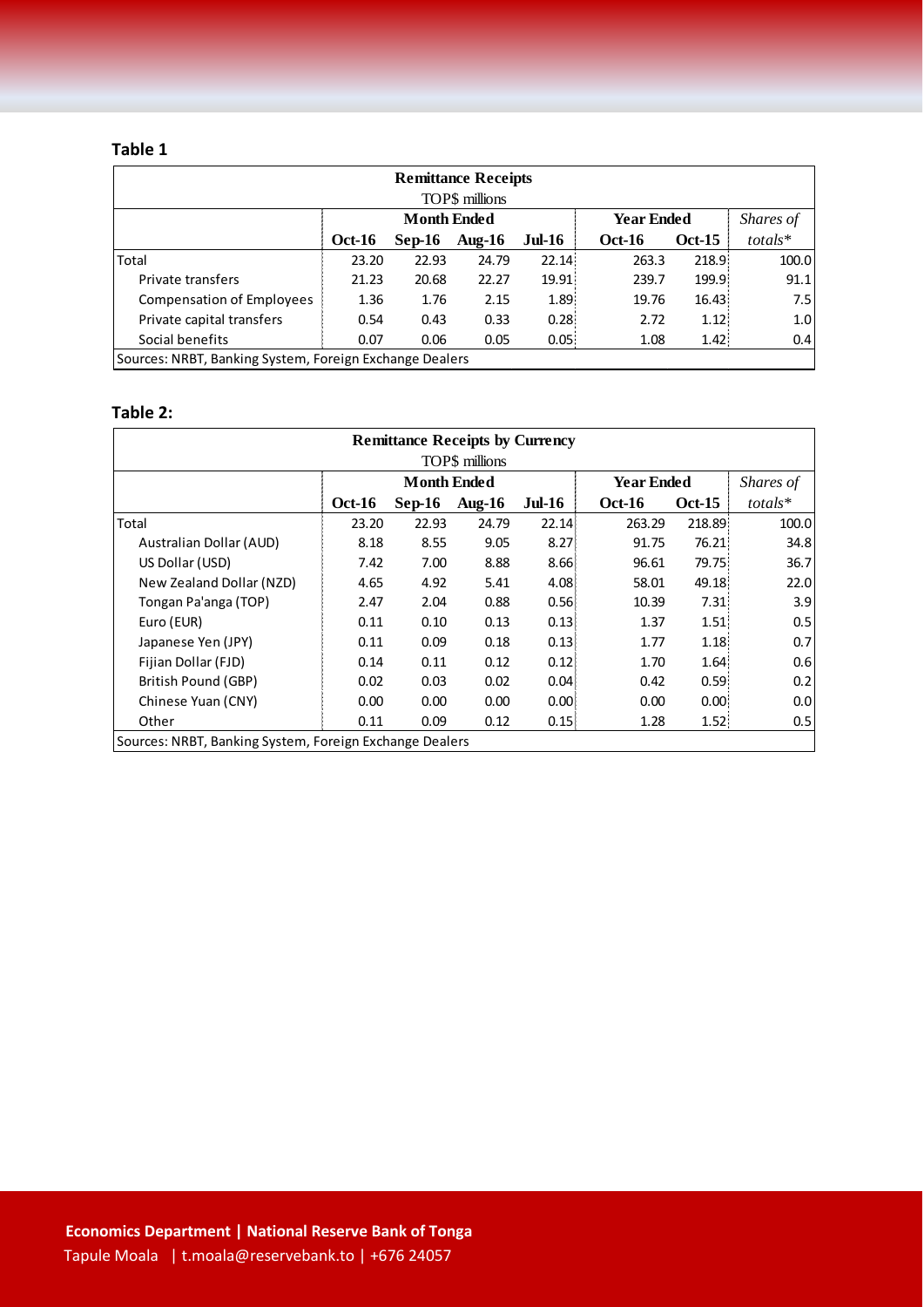**Table 1**

| Remittance Receipts TOP$ millions | Month Ended | | | | Year Ended | | Shares of |
|---|---|---|---|---|---|---|---|
| | Oct-16 | Sep-16 | Aug-16 | Jul-16 | Oct-16 | Oct-15 | totals* |
| Total | 23.20 | 22.93 | 24.79 | 22.14 | 263.3 | 218.9 | 100.0 |
| Private transfers | 21.23 | 20.68 | 22.27 | 19.91 | 239.7 | 199.9 | 91.1 |
| Compensation of Employees | 1.36 | 1.76 | 2.15 | 1.89 | 19.76 | 16.43 | 7.5 |
| Private capital transfers | 0.54 | 0.43 | 0.33 | 0.28 | 2.72 | 1.12 | 1.0 |
| Social benefits | 0.07 | 0.06 | 0.05 | 0.05 | 1.08 | 1.42 | 0.4 |

Sources: NRBT, Banking System, Foreign Exchange Dealers

**Table 2:**

| Remittance Receipts by Currency TOP$ millions | Month Ended | | | | Year Ended | | Shares of |
|---|---|---|---|---|---|---|---|
| | Oct-16 | Sep-16 | Aug-16 | Jul-16 | Oct-16 | Oct-15 | totals* |
| Total | 23.20 | 22.93 | 24.79 | 22.14 | 263.29 | 218.89 | 100.0 |
| Australian Dollar (AUD) | 8.18 | 8.55 | 9.05 | 8.27 | 91.75 | 76.21 | 34.8 |
| US Dollar (USD) | 7.42 | 7.00 | 8.88 | 8.66 | 96.61 | 79.75 | 36.7 |
| New Zealand Dollar (NZD) | 4.65 | 4.92 | 5.41 | 4.08 | 58.01 | 49.18 | 22.0 |
| Tongan Pa'anga (TOP) | 2.47 | 2.04 | 0.88 | 0.56 | 10.39 | 7.31 | 3.9 |
| Euro (EUR) | 0.11 | 0.10 | 0.13 | 0.13 | 1.37 | 1.51 | 0.5 |
| Japanese Yen (JPY) | 0.11 | 0.09 | 0.18 | 0.13 | 1.77 | 1.18 | 0.7 |
| Fijian Dollar (FJD) | 0.14 | 0.11 | 0.12 | 0.12 | 1.70 | 1.64 | 0.6 |
| British Pound (GBP) | 0.02 | 0.03 | 0.02 | 0.04 | 0.42 | 0.59 | 0.2 |
| Chinese Yuan (CNY) | 0.00 | 0.00 | 0.00 | 0.00 | 0.00 | 0.00 | 0.0 |
| Other | 0.11 | 0.09 | 0.12 | 0.15 | 1.28 | 1.52 | 0.5 |

Sources: NRBT, Banking System, Foreign Exchange Dealers

**Economics Department | National Reserve Bank of Tonga**

Tapule Moala | t.moala@reservebank.to | +676 24057